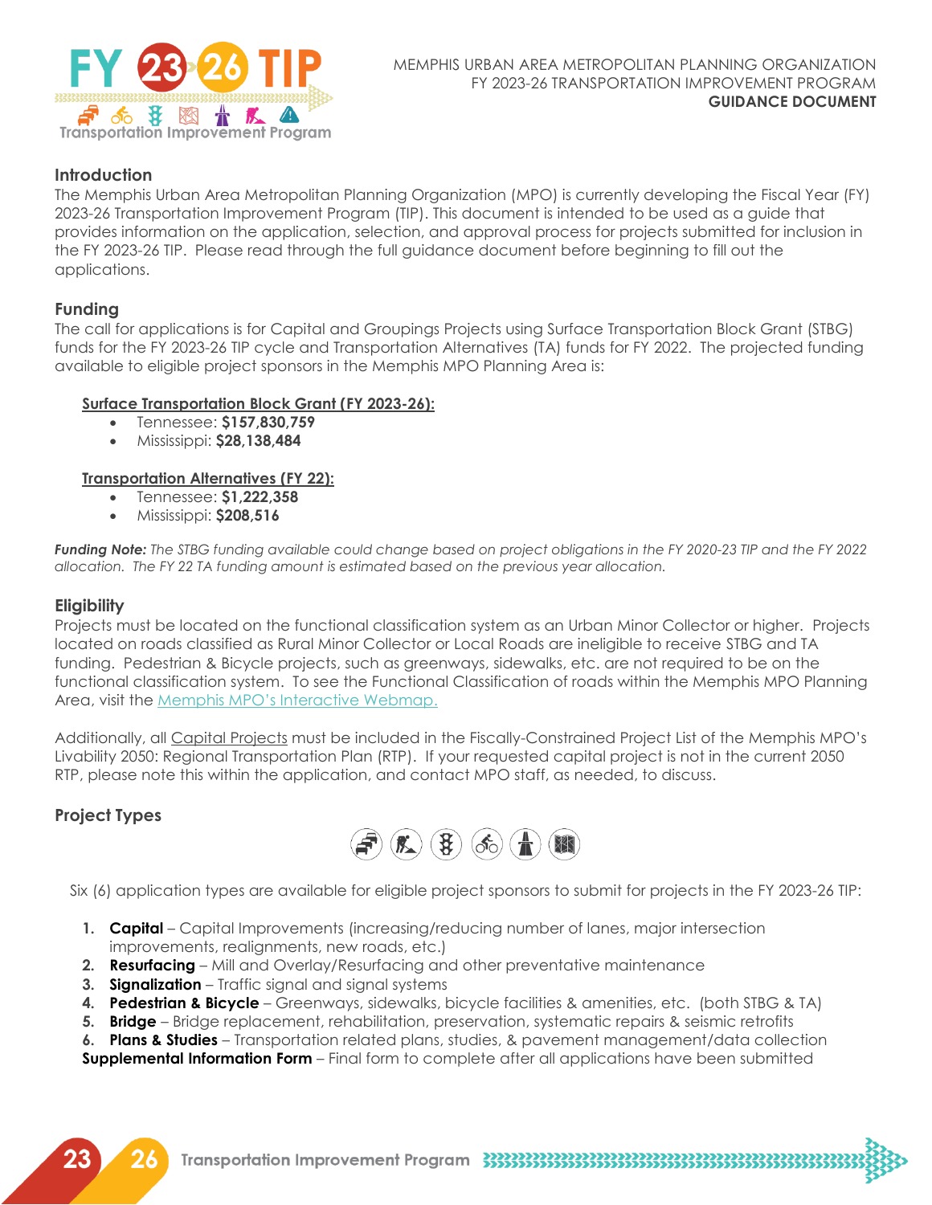MEMPHIS URBAN AREA METROPOLITAN PLANNING ORGANIZATION
FY 2023-26 TRANSPORTATION IMPROVEMENT PROGRAM
**GUIDANCE DOCUMENT**

## Introduction

The Memphis Urban Area Metropolitan Planning Organization (MPO) is currently developing the Fiscal Year (FY) 2023-26 Transportation Improvement Program (TIP). This document is intended to be used as a guide that provides information on the application, selection, and approval process for projects submitted for inclusion in the FY 2023-26 TIP. Please read through the full guidance document before beginning to fill out the applications.

## Funding

The call for applications is for Capital and Groupings Projects using Surface Transportation Block Grant (STBG) funds for the FY 2023-26 TIP cycle and Transportation Alternatives (TA) funds for FY 2022. The projected funding available to eligible project sponsors in the Memphis MPO Planning Area is:

**Surface Transportation Block Grant (FY 2023-26):**

- Tennessee: **$157,830,759**
- Mississippi: **$28,138,484**

**Transportation Alternatives (FY 22):**

- Tennessee: **$1,222,358**
- Mississippi: **$208,516**

***Funding Note:*** *The STBG funding available could change based on project obligations in the FY 2020-23 TIP and the FY 2022 allocation. The FY 22 TA funding amount is estimated based on the previous year allocation.*

## Eligibility

Projects must be located on the functional classification system as an Urban Minor Collector or higher. Projects located on roads classified as Rural Minor Collector or Local Roads are ineligible to receive STBG and TA funding. Pedestrian & Bicycle projects, such as greenways, sidewalks, etc. are not required to be on the functional classification system. To see the Functional Classification of roads within the Memphis MPO Planning Area, visit the Memphis MPO's Interactive Webmap.

Additionally, all Capital Projects must be included in the Fiscally-Constrained Project List of the Memphis MPO's Livability 2050: Regional Transportation Plan (RTP). If your requested capital project is not in the current 2050 RTP, please note this within the application, and contact MPO staff, as needed, to discuss.

## Project Types

Six (6) application types are available for eligible project sponsors to submit for projects in the FY 2023-26 TIP:

1. **Capital** – Capital Improvements (increasing/reducing number of lanes, major intersection improvements, realignments, new roads, etc.)
2. **Resurfacing** – Mill and Overlay/Resurfacing and other preventative maintenance
3. **Signalization** – Traffic signal and signal systems
4. **Pedestrian & Bicycle** – Greenways, sidewalks, bicycle facilities & amenities, etc. (both STBG & TA)
5. **Bridge** – Bridge replacement, rehabilitation, preservation, systematic repairs & seismic retrofits
6. **Plans & Studies** – Transportation related plans, studies, & pavement management/data collection

**Supplemental Information Form** – Final form to complete after all applications have been submitted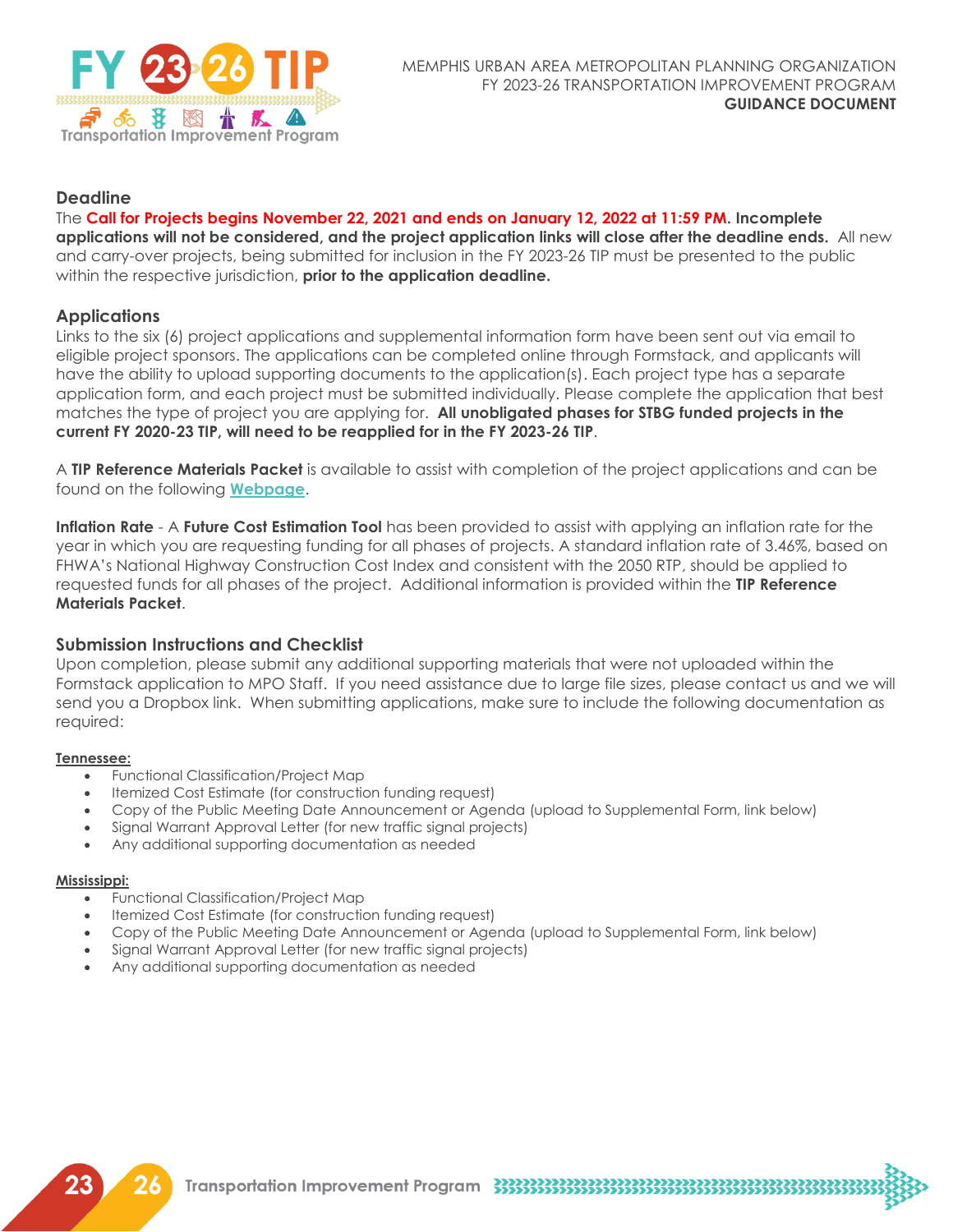## Deadline

The **Call for Projects begins November 22, 2021 and ends on January 12, 2022 at 11:59 PM. Incomplete applications will not be considered, and the project application links will close after the deadline ends.** All new and carry-over projects, being submitted for inclusion in the FY 2023-26 TIP must be presented to the public within the respective jurisdiction, **prior to the application deadline.**

## Applications

Links to the six (6) project applications and supplemental information form have been sent out via email to eligible project sponsors. The applications can be completed online through Formstack, and applicants will have the ability to upload supporting documents to the application(s). Each project type has a separate application form, and each project must be submitted individually. Please complete the application that best matches the type of project you are applying for. **All unobligated phases for STBG funded projects in the current FY 2020-23 TIP, will need to be reapplied for in the FY 2023-26 TIP**.

A **TIP Reference Materials Packet** is available to assist with completion of the project applications and can be found on the following **Webpage**.

**Inflation Rate** - A **Future Cost Estimation Tool** has been provided to assist with applying an inflation rate for the year in which you are requesting funding for all phases of projects. A standard inflation rate of 3.46%, based on FHWA's National Highway Construction Cost Index and consistent with the 2050 RTP, should be applied to requested funds for all phases of the project. Additional information is provided within the **TIP Reference Materials Packet**.

## Submission Instructions and Checklist

Upon completion, please submit any additional supporting materials that were not uploaded within the Formstack application to MPO Staff. If you need assistance due to large file sizes, please contact us and we will send you a Dropbox link. When submitting applications, make sure to include the following documentation as required:

**Tennessee:**

- Functional Classification/Project Map
- Itemized Cost Estimate (for construction funding request)
- Copy of the Public Meeting Date Announcement or Agenda (upload to Supplemental Form, link below)
- Signal Warrant Approval Letter (for new traffic signal projects)
- Any additional supporting documentation as needed

**Mississippi:**

- Functional Classification/Project Map
- Itemized Cost Estimate (for construction funding request)
- Copy of the Public Meeting Date Announcement or Agenda (upload to Supplemental Form, link below)
- Signal Warrant Approval Letter (for new traffic signal projects)
- Any additional supporting documentation as needed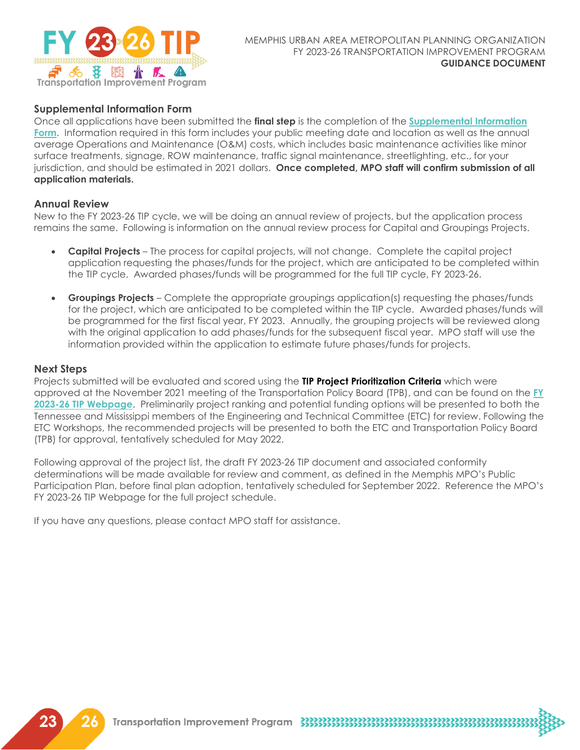## Supplemental Information Form

Once all applications have been submitted the **final step** is the completion of the **Supplemental Information Form**. Information required in this form includes your public meeting date and location as well as the annual average Operations and Maintenance (O&M) costs, which includes basic maintenance activities like minor surface treatments, signage, ROW maintenance, traffic signal maintenance, streetlighting, etc., for your jurisdiction, and should be estimated in 2021 dollars. **Once completed, MPO staff will confirm submission of all application materials.**

## Annual Review

New to the FY 2023-26 TIP cycle, we will be doing an annual review of projects, but the application process remains the same. Following is information on the annual review process for Capital and Groupings Projects.

- **Capital Projects** – The process for capital projects, will not change. Complete the capital project application requesting the phases/funds for the project, which are anticipated to be completed within the TIP cycle. Awarded phases/funds will be programmed for the full TIP cycle, FY 2023-26.

- **Groupings Projects** – Complete the appropriate groupings application(s) requesting the phases/funds for the project, which are anticipated to be completed within the TIP cycle. Awarded phases/funds will be programmed for the first fiscal year, FY 2023. Annually, the grouping projects will be reviewed along with the original application to add phases/funds for the subsequent fiscal year. MPO staff will use the information provided within the application to estimate future phases/funds for projects.

## Next Steps

Projects submitted will be evaluated and scored using the **TIP Project Prioritization Criteria** which were approved at the November 2021 meeting of the Transportation Policy Board (TPB), and can be found on the **FY 2023-26 TIP Webpage**. Preliminarily project ranking and potential funding options will be presented to both the Tennessee and Mississippi members of the Engineering and Technical Committee (ETC) for review. Following the ETC Workshops, the recommended projects will be presented to both the ETC and Transportation Policy Board (TPB) for approval, tentatively scheduled for May 2022.

Following approval of the project list, the draft FY 2023-26 TIP document and associated conformity determinations will be made available for review and comment, as defined in the Memphis MPO's Public Participation Plan, before final plan adoption, tentatively scheduled for September 2022. Reference the MPO's FY 2023-26 TIP Webpage for the full project schedule.

If you have any questions, please contact MPO staff for assistance.